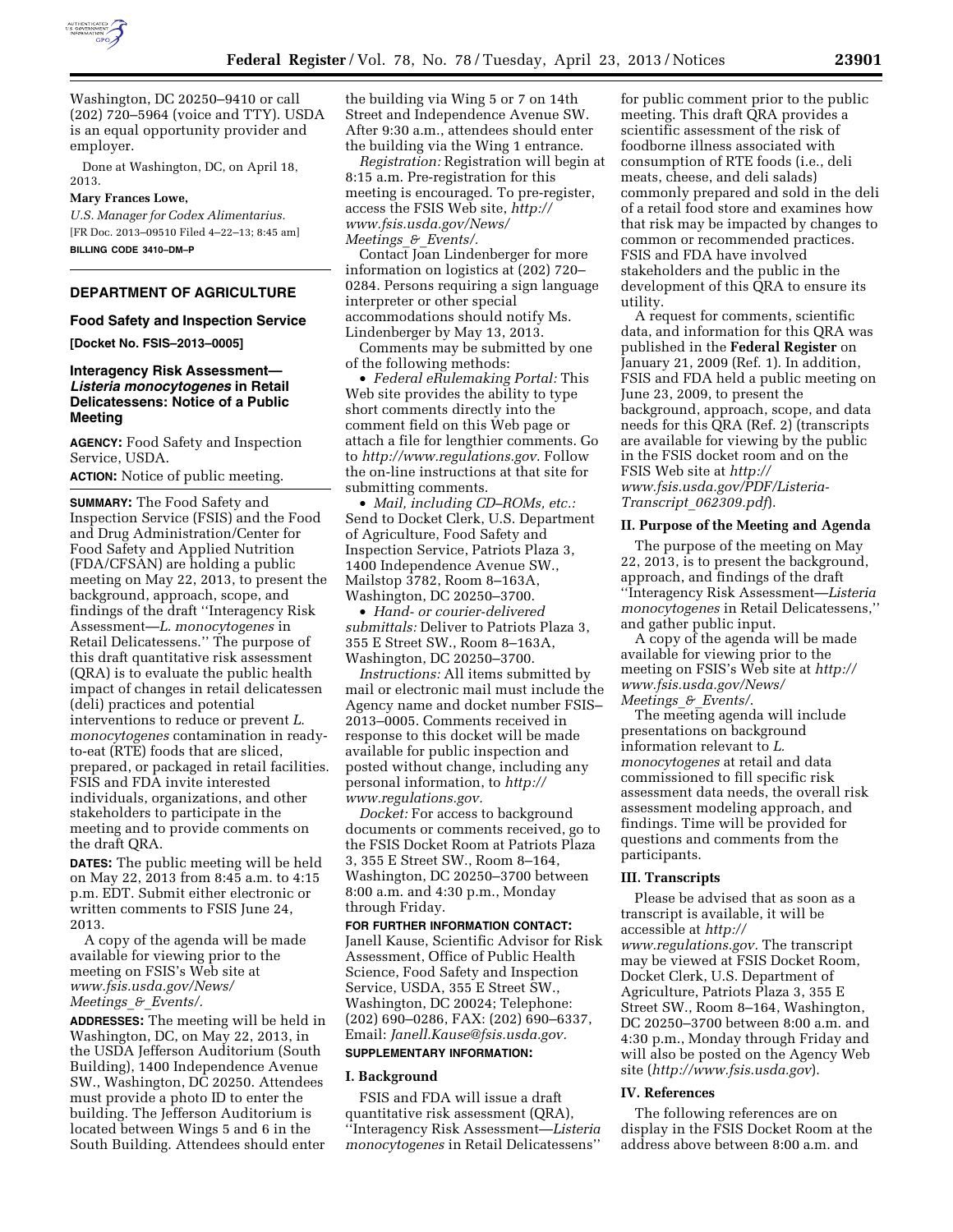Washington, DC 20250–9410 or call (202) 720–5964 (voice and TTY). USDA is an equal opportunity provider and employer.

Done at Washington, DC, on April 18, 2013.

**Mary Frances Lowe,**

*U.S. Manager for Codex Alimentarius.*

[FR Doc. 2013–09510 Filed 4–22–13; 8:45 am]

**BILLING CODE 3410–DM–P**

---

## DEPARTMENT OF AGRICULTURE

### Food Safety and Inspection Service

**[Docket No. FSIS–2013–0005]**

### Interagency Risk Assessment—*Listeria monocytogenes* in Retail Delicatessens: Notice of a Public Meeting

**AGENCY:** Food Safety and Inspection Service, USDA.

**ACTION:** Notice of public meeting.

**SUMMARY:** The Food Safety and Inspection Service (FSIS) and the Food and Drug Administration/Center for Food Safety and Applied Nutrition (FDA/CFSAN) are holding a public meeting on May 22, 2013, to present the background, approach, scope, and findings of the draft ''Interagency Risk Assessment—*L. monocytogenes* in Retail Delicatessens.'' The purpose of this draft quantitative risk assessment (QRA) is to evaluate the public health impact of changes in retail delicatessen (deli) practices and potential interventions to reduce or prevent *L. monocytogenes* contamination in ready-to-eat (RTE) foods that are sliced, prepared, or packaged in retail facilities. FSIS and FDA invite interested individuals, organizations, and other stakeholders to participate in the meeting and to provide comments on the draft QRA.

**DATES:** The public meeting will be held on May 22, 2013 from 8:45 a.m. to 4:15 p.m. EDT. Submit either electronic or written comments to FSIS June 24, 2013.

A copy of the agenda will be made available for viewing prior to the meeting on FSIS's Web site at *www.fsis.usda.gov/News/Meetings_&_Events/.*

**ADDRESSES:** The meeting will be held in Washington, DC, on May 22, 2013, in the USDA Jefferson Auditorium (South Building), 1400 Independence Avenue SW., Washington, DC 20250. Attendees must provide a photo ID to enter the building. The Jefferson Auditorium is located between Wings 5 and 6 in the South Building. Attendees should enter the building via Wing 5 or 7 on 14th Street and Independence Avenue SW. After 9:30 a.m., attendees should enter the building via the Wing 1 entrance.

*Registration:* Registration will begin at 8:15 a.m. Pre-registration for this meeting is encouraged. To pre-register, access the FSIS Web site, *http://www.fsis.usda.gov/News/Meetings_&_Events/.*

Contact Joan Lindenberger for more information on logistics at (202) 720–0284. Persons requiring a sign language interpreter or other special accommodations should notify Ms. Lindenberger by May 13, 2013.

Comments may be submitted by one of the following methods:

- *Federal eRulemaking Portal:* This Web site provides the ability to type short comments directly into the comment field on this Web page or attach a file for lengthier comments. Go to *http://www.regulations.gov.* Follow the on-line instructions at that site for submitting comments.
- *Mail, including CD–ROMs, etc.:* Send to Docket Clerk, U.S. Department of Agriculture, Food Safety and Inspection Service, Patriots Plaza 3, 1400 Independence Avenue SW., Mailstop 3782, Room 8–163A, Washington, DC 20250–3700.
- *Hand- or courier-delivered submittals:* Deliver to Patriots Plaza 3, 355 E Street SW., Room 8–163A, Washington, DC 20250–3700.

*Instructions:* All items submitted by mail or electronic mail must include the Agency name and docket number FSIS–2013–0005. Comments received in response to this docket will be made available for public inspection and posted without change, including any personal information, to *http://www.regulations.gov.*

*Docket:* For access to background documents or comments received, go to the FSIS Docket Room at Patriots Plaza 3, 355 E Street SW., Room 8–164, Washington, DC 20250–3700 between 8:00 a.m. and 4:30 p.m., Monday through Friday.

**FOR FURTHER INFORMATION CONTACT:** Janell Kause, Scientific Advisor for Risk Assessment, Office of Public Health Science, Food Safety and Inspection Service, USDA, 355 E Street SW., Washington, DC 20024; Telephone: (202) 690–0286, FAX: (202) 690–6337, Email: *Janell.Kause@fsis.usda.gov.*

**SUPPLEMENTARY INFORMATION:**

### I. Background

FSIS and FDA will issue a draft quantitative risk assessment (QRA), ''Interagency Risk Assessment—*Listeria monocytogenes* in Retail Delicatessens'' for public comment prior to the public meeting. This draft QRA provides a scientific assessment of the risk of foodborne illness associated with consumption of RTE foods (i.e., deli meats, cheese, and deli salads) commonly prepared and sold in the deli of a retail food store and examines how that risk may be impacted by changes to common or recommended practices. FSIS and FDA have involved stakeholders and the public in the development of this QRA to ensure its utility.

A request for comments, scientific data, and information for this QRA was published in the **Federal Register** on January 21, 2009 (Ref. 1). In addition, FSIS and FDA held a public meeting on June 23, 2009, to present the background, approach, scope, and data needs for this QRA (Ref. 2) (transcripts are available for viewing by the public in the FSIS docket room and on the FSIS Web site at *http://www.fsis.usda.gov/PDF/Listeria-Transcript_062309.pdf*).

### II. Purpose of the Meeting and Agenda

The purpose of the meeting on May 22, 2013, is to present the background, approach, and findings of the draft ''Interagency Risk Assessment—*Listeria monocytogenes* in Retail Delicatessens,'' and gather public input.

A copy of the agenda will be made available for viewing prior to the meeting on FSIS's Web site at *http://www.fsis.usda.gov/News/Meetings_&_Events/.*

The meeting agenda will include presentations on background information relevant to *L. monocytogenes* at retail and data commissioned to fill specific risk assessment data needs, the overall risk assessment modeling approach, and findings. Time will be provided for questions and comments from the participants.

### III. Transcripts

Please be advised that as soon as a transcript is available, it will be accessible at *http://www.regulations.gov.* The transcript may be viewed at FSIS Docket Room, Docket Clerk, U.S. Department of Agriculture, Patriots Plaza 3, 355 E Street SW., Room 8–164, Washington, DC 20250–3700 between 8:00 a.m. and 4:30 p.m., Monday through Friday and will also be posted on the Agency Web site (*http://www.fsis.usda.gov*).

### IV. References

The following references are on display in the FSIS Docket Room at the address above between 8:00 a.m. and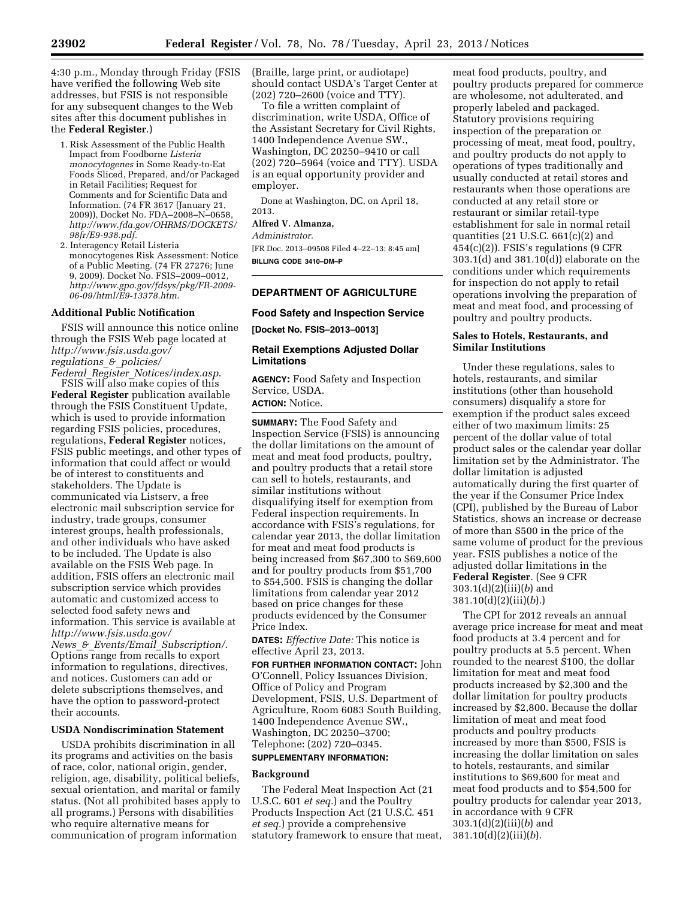4:30 p.m., Monday through Friday (FSIS have verified the following Web site addresses, but FSIS is not responsible for any subsequent changes to the Web sites after this document publishes in the **Federal Register**.)

1. Risk Assessment of the Public Health Impact from Foodborne *Listeria monocytogenes* in Some Ready-to-Eat Foods Sliced, Prepared, and/or Packaged in Retail Facilities; Request for Comments and for Scientific Data and Information. (74 FR 3617 (January 21, 2009)), Docket No. FDA–2008–N–0658, *http://www.fda.gov/OHRMS/DOCKETS/98fr/E9-938.pdf*.
2. Interagency Retail Listeria monocytogenes Risk Assessment: Notice of a Public Meeting. (74 FR 27276; June 9, 2009). Docket No. FSIS–2009–0012, *http://www.gpo.gov/fdsys/pkg/FR-2009-06-09/html/E9-13378.htm*.

**Additional Public Notification**

FSIS will announce this notice online through the FSIS Web page located at *http://www.fsis.usda.gov/regulations_&_policies/Federal_Register_Notices/index.asp*.

FSIS will also make copies of this **Federal Register** publication available through the FSIS Constituent Update, which is used to provide information regarding FSIS policies, procedures, regulations, **Federal Register** notices, FSIS public meetings, and other types of information that could affect or would be of interest to constituents and stakeholders. The Update is communicated via Listserv, a free electronic mail subscription service for industry, trade groups, consumer interest groups, health professionals, and other individuals who have asked to be included. The Update is also available on the FSIS Web page. In addition, FSIS offers an electronic mail subscription service which provides automatic and customized access to selected food safety news and information. This service is available at *http://www.fsis.usda.gov/News_&_Events/Email_Subscription/*. Options range from recalls to export information to regulations, directives, and notices. Customers can add or delete subscriptions themselves, and have the option to password-protect their accounts.

**USDA Nondiscrimination Statement**

USDA prohibits discrimination in all its programs and activities on the basis of race, color, national origin, gender, religion, age, disability, political beliefs, sexual orientation, and marital or family status. (Not all prohibited bases apply to all programs.) Persons with disabilities who require alternative means for communication of program information (Braille, large print, or audiotape) should contact USDA's Target Center at (202) 720–2600 (voice and TTY).

To file a written complaint of discrimination, write USDA, Office of the Assistant Secretary for Civil Rights, 1400 Independence Avenue SW., Washington, DC 20250–9410 or call (202) 720–5964 (voice and TTY). USDA is an equal opportunity provider and employer.

Done at Washington, DC, on April 18, 2013.

**Alfred V. Almanza,**

*Administrator.*

[FR Doc. 2013–09508 Filed 4–22–13; 8:45 am]

**BILLING CODE 3410–DM–P**

## DEPARTMENT OF AGRICULTURE

### Food Safety and Inspection Service

**[Docket No. FSIS–2013–0013]**

### Retail Exemptions Adjusted Dollar Limitations

**AGENCY:** Food Safety and Inspection Service, USDA.

**ACTION:** Notice.

**SUMMARY:** The Food Safety and Inspection Service (FSIS) is announcing the dollar limitations on the amount of meat and meat food products, poultry, and poultry products that a retail store can sell to hotels, restaurants, and similar institutions without disqualifying itself for exemption from Federal inspection requirements. In accordance with FSIS's regulations, for calendar year 2013, the dollar limitation for meat and meat food products is being increased from $67,300 to $69,600 and for poultry products from $51,700 to $54,500. FSIS is changing the dollar limitations from calendar year 2012 based on price changes for these products evidenced by the Consumer Price Index.

**DATES:** *Effective Date:* This notice is effective April 23, 2013.

**FOR FURTHER INFORMATION CONTACT:** John O'Connell, Policy Issuances Division, Office of Policy and Program Development, FSIS, U.S. Department of Agriculture, Room 6083 South Building, 1400 Independence Avenue SW., Washington, DC 20250–3700; Telephone: (202) 720–0345.

**SUPPLEMENTARY INFORMATION:**

**Background**

The Federal Meat Inspection Act (21 U.S.C. 601 *et seq.*) and the Poultry Products Inspection Act (21 U.S.C. 451 *et seq.*) provide a comprehensive statutory framework to ensure that meat, meat food products, poultry, and poultry products prepared for commerce are wholesome, not adulterated, and properly labeled and packaged. Statutory provisions requiring inspection of the preparation or processing of meat, meat food, poultry, and poultry products do not apply to operations of types traditionally and usually conducted at retail stores and restaurants when those operations are conducted at any retail store or restaurant or similar retail-type establishment for sale in normal retail quantities (21 U.S.C. 661(c)(2) and 454(c)(2)). FSIS's regulations (9 CFR 303.1(d) and 381.10(d)) elaborate on the conditions under which requirements for inspection do not apply to retail operations involving the preparation of meat and meat food, and processing of poultry and poultry products.

**Sales to Hotels, Restaurants, and Similar Institutions**

Under these regulations, sales to hotels, restaurants, and similar institutions (other than household consumers) disqualify a store for exemption if the product sales exceed either of two maximum limits: 25 percent of the dollar value of total product sales or the calendar year dollar limitation set by the Administrator. The dollar limitation is adjusted automatically during the first quarter of the year if the Consumer Price Index (CPI), published by the Bureau of Labor Statistics, shows an increase or decrease of more than $500 in the price of the same volume of product for the previous year. FSIS publishes a notice of the adjusted dollar limitations in the **Federal Register**. (See 9 CFR 303.1(d)(2)(iii)(*b*) and 381.10(d)(2)(iii)(*b*).)

The CPI for 2012 reveals an annual average price increase for meat and meat food products at 3.4 percent and for poultry products at 5.5 percent. When rounded to the nearest $100, the dollar limitation for meat and meat food products increased by $2,300 and the dollar limitation for poultry products increased by $2,800. Because the dollar limitation of meat and meat food products and poultry products increased by more than $500, FSIS is increasing the dollar limitation on sales to hotels, restaurants, and similar institutions to $69,600 for meat and meat food products and to $54,500 for poultry products for calendar year 2013, in accordance with 9 CFR 303.1(d)(2)(iii)(*b*) and 381.10(d)(2)(iii)(*b*).